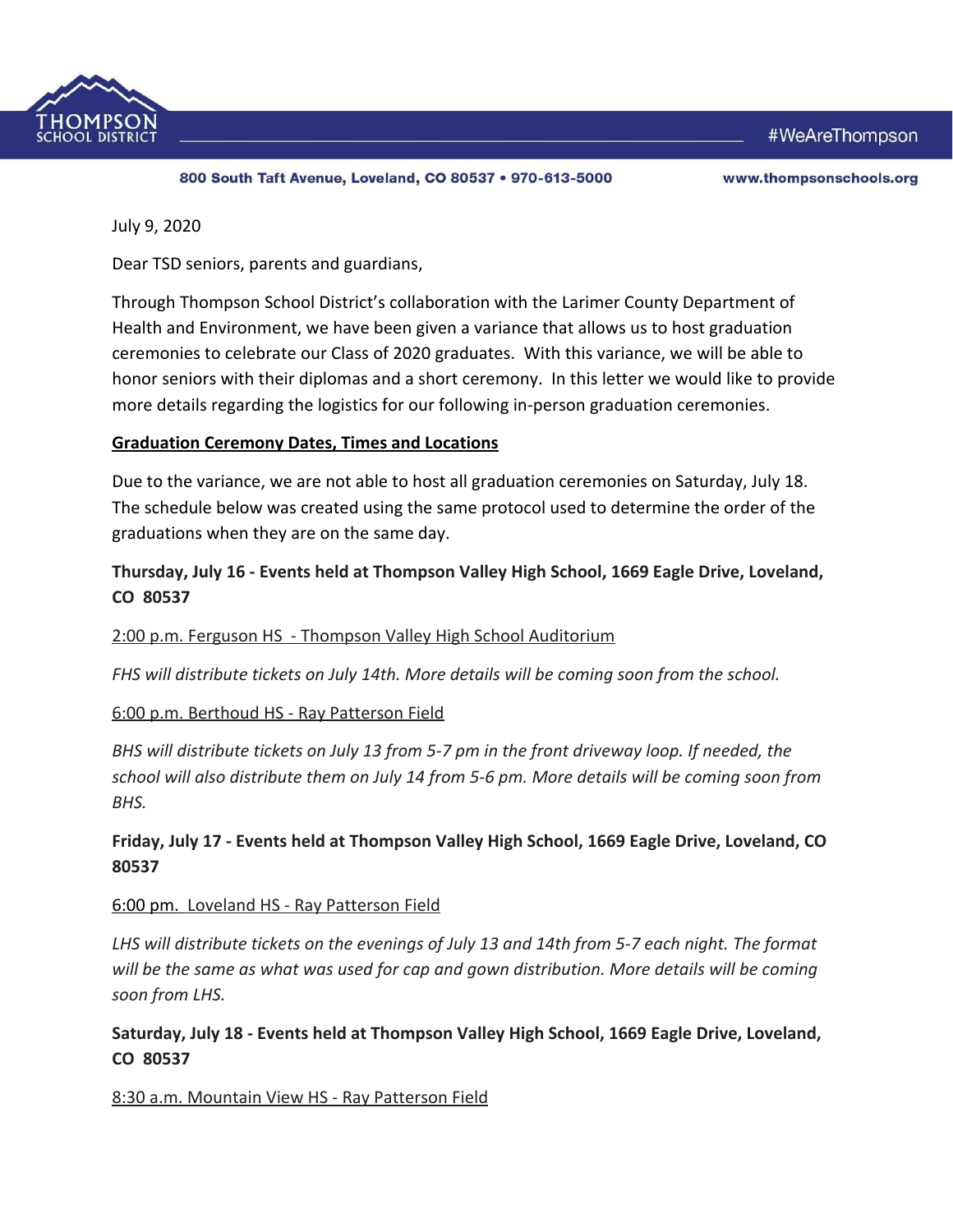THOMPSON SCHOOL DISTRICT

#WeAreThompson

800 South Taft Avenue, Loveland, CO 80537 • 970-613-5000 www.thompsonschools.org

July 9, 2020

Dear TSD seniors, parents and guardians,

Through Thompson School District's collaboration with the Larimer County Department of Health and Environment, we have been given a variance that allows us to host graduation ceremonies to celebrate our Class of 2020 graduates. With this variance, we will be able to honor seniors with their diplomas and a short ceremony. In this letter we would like to provide more details regarding the logistics for our following in-person graduation ceremonies.

**Graduation Ceremony Dates, Times and Locations**

Due to the variance, we are not able to host all graduation ceremonies on Saturday, July 18. The schedule below was created using the same protocol used to determine the order of the graduations when they are on the same day.

**Thursday, July 16 - Events held at Thompson Valley High School, 1669 Eagle Drive, Loveland, CO 80537**

2:00 p.m. Ferguson HS - Thompson Valley High School Auditorium

*FHS will distribute tickets on July 14th. More details will be coming soon from the school.*

6:00 p.m. Berthoud HS - Ray Patterson Field

*BHS will distribute tickets on July 13 from 5-7 pm in the front driveway loop. If needed, the school will also distribute them on July 14 from 5-6 pm. More details will be coming soon from BHS.*

**Friday, July 17 - Events held at Thompson Valley High School, 1669 Eagle Drive, Loveland, CO 80537**

6:00 pm. Loveland HS - Ray Patterson Field

*LHS will distribute tickets on the evenings of July 13 and 14th from 5-7 each night. The format will be the same as what was used for cap and gown distribution. More details will be coming soon from LHS.*

**Saturday, July 18 - Events held at Thompson Valley High School, 1669 Eagle Drive, Loveland, CO 80537**

8:30 a.m. Mountain View HS - Ray Patterson Field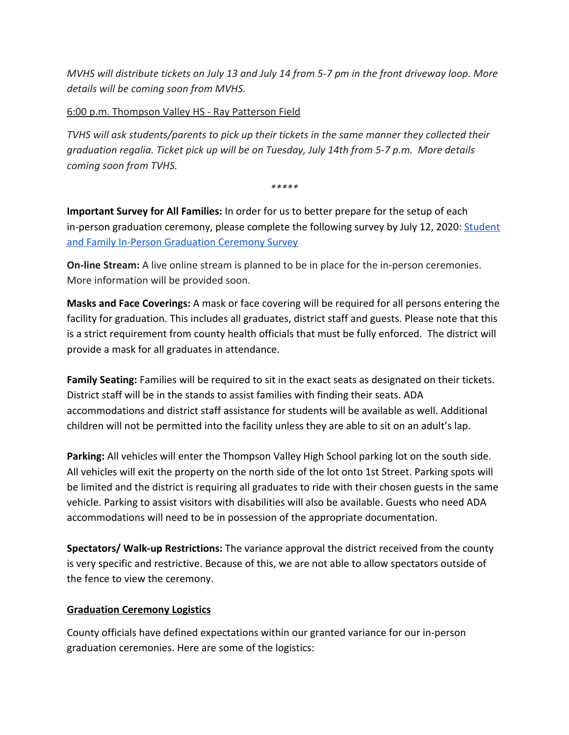*MVHS will distribute tickets on July 13 and July 14 from 5-7 pm in the front driveway loop. More details will be coming soon from MVHS.*

6:00 p.m. Thompson Valley HS - Ray Patterson Field

*TVHS will ask students/parents to pick up their tickets in the same manner they collected their graduation regalia. Ticket pick up will be on Tuesday, July 14th from 5-7 p.m. More details coming soon from TVHS.*

*\*\*\*\*\**

**Important Survey for All Families:** In order for us to better prepare for the setup of each in-person graduation ceremony, please complete the following survey by July 12, 2020: [Student and Family In-Person Graduation Ceremony Survey]()

**On-line Stream:** A live online stream is planned to be in place for the in-person ceremonies. More information will be provided soon.

**Masks and Face Coverings:** A mask or face covering will be required for all persons entering the facility for graduation. This includes all graduates, district staff and guests. Please note that this is a strict requirement from county health officials that must be fully enforced. The district will provide a mask for all graduates in attendance.

**Family Seating:** Families will be required to sit in the exact seats as designated on their tickets. District staff will be in the stands to assist families with finding their seats. ADA accommodations and district staff assistance for students will be available as well. Additional children will not be permitted into the facility unless they are able to sit on an adult's lap.

**Parking:** All vehicles will enter the Thompson Valley High School parking lot on the south side. All vehicles will exit the property on the north side of the lot onto 1st Street. Parking spots will be limited and the district is requiring all graduates to ride with their chosen guests in the same vehicle. Parking to assist visitors with disabilities will also be available. Guests who need ADA accommodations will need to be in possession of the appropriate documentation.

**Spectators/ Walk-up Restrictions:** The variance approval the district received from the county is very specific and restrictive. Because of this, we are not able to allow spectators outside of the fence to view the ceremony.

## Graduation Ceremony Logistics

County officials have defined expectations within our granted variance for our in-person graduation ceremonies. Here are some of the logistics: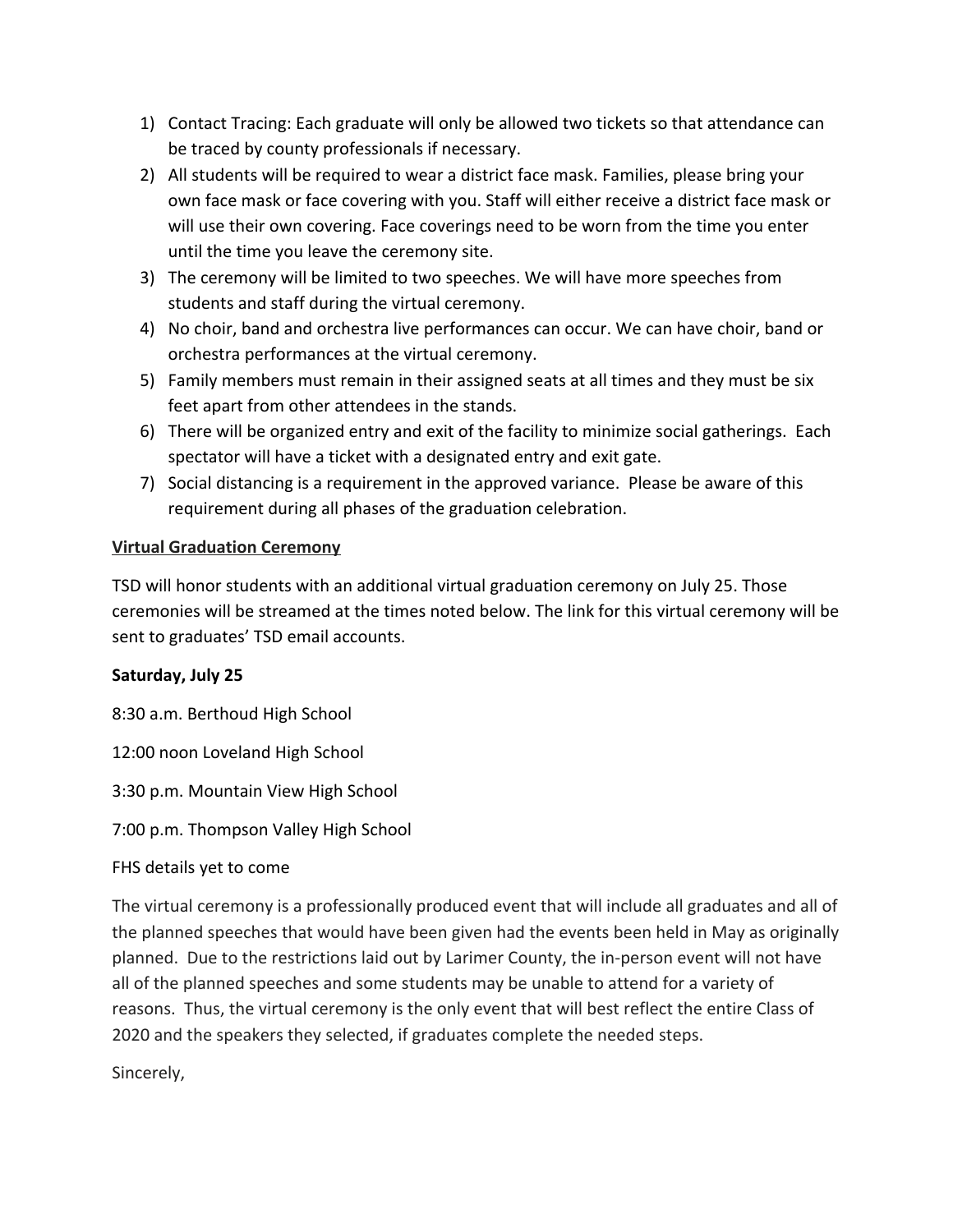1) Contact Tracing: Each graduate will only be allowed two tickets so that attendance can be traced by county professionals if necessary.
2) All students will be required to wear a district face mask. Families, please bring your own face mask or face covering with you. Staff will either receive a district face mask or will use their own covering. Face coverings need to be worn from the time you enter until the time you leave the ceremony site.
3) The ceremony will be limited to two speeches. We will have more speeches from students and staff during the virtual ceremony.
4) No choir, band and orchestra live performances can occur. We can have choir, band or orchestra performances at the virtual ceremony.
5) Family members must remain in their assigned seats at all times and they must be six feet apart from other attendees in the stands.
6) There will be organized entry and exit of the facility to minimize social gatherings. Each spectator will have a ticket with a designated entry and exit gate.
7) Social distancing is a requirement in the approved variance. Please be aware of this requirement during all phases of the graduation celebration.

**Virtual Graduation Ceremony**

TSD will honor students with an additional virtual graduation ceremony on July 25. Those ceremonies will be streamed at the times noted below. The link for this virtual ceremony will be sent to graduates' TSD email accounts.

**Saturday, July 25**

8:30 a.m. Berthoud High School

12:00 noon Loveland High School

3:30 p.m. Mountain View High School

7:00 p.m. Thompson Valley High School

FHS details yet to come

The virtual ceremony is a professionally produced event that will include all graduates and all of the planned speeches that would have been given had the events been held in May as originally planned. Due to the restrictions laid out by Larimer County, the in-person event will not have all of the planned speeches and some students may be unable to attend for a variety of reasons. Thus, the virtual ceremony is the only event that will best reflect the entire Class of 2020 and the speakers they selected, if graduates complete the needed steps.

Sincerely,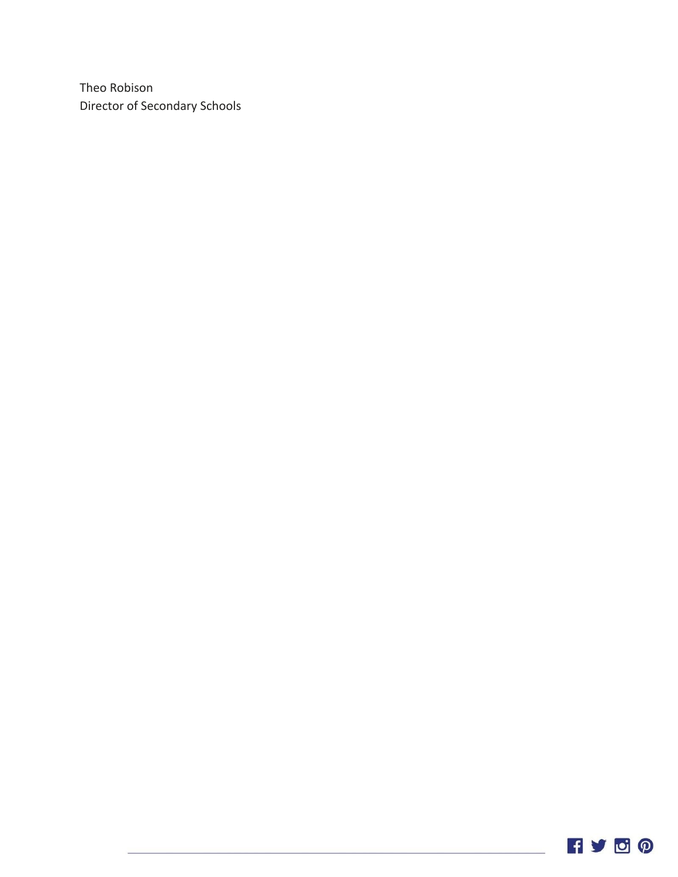Theo Robison
Director of Secondary Schools